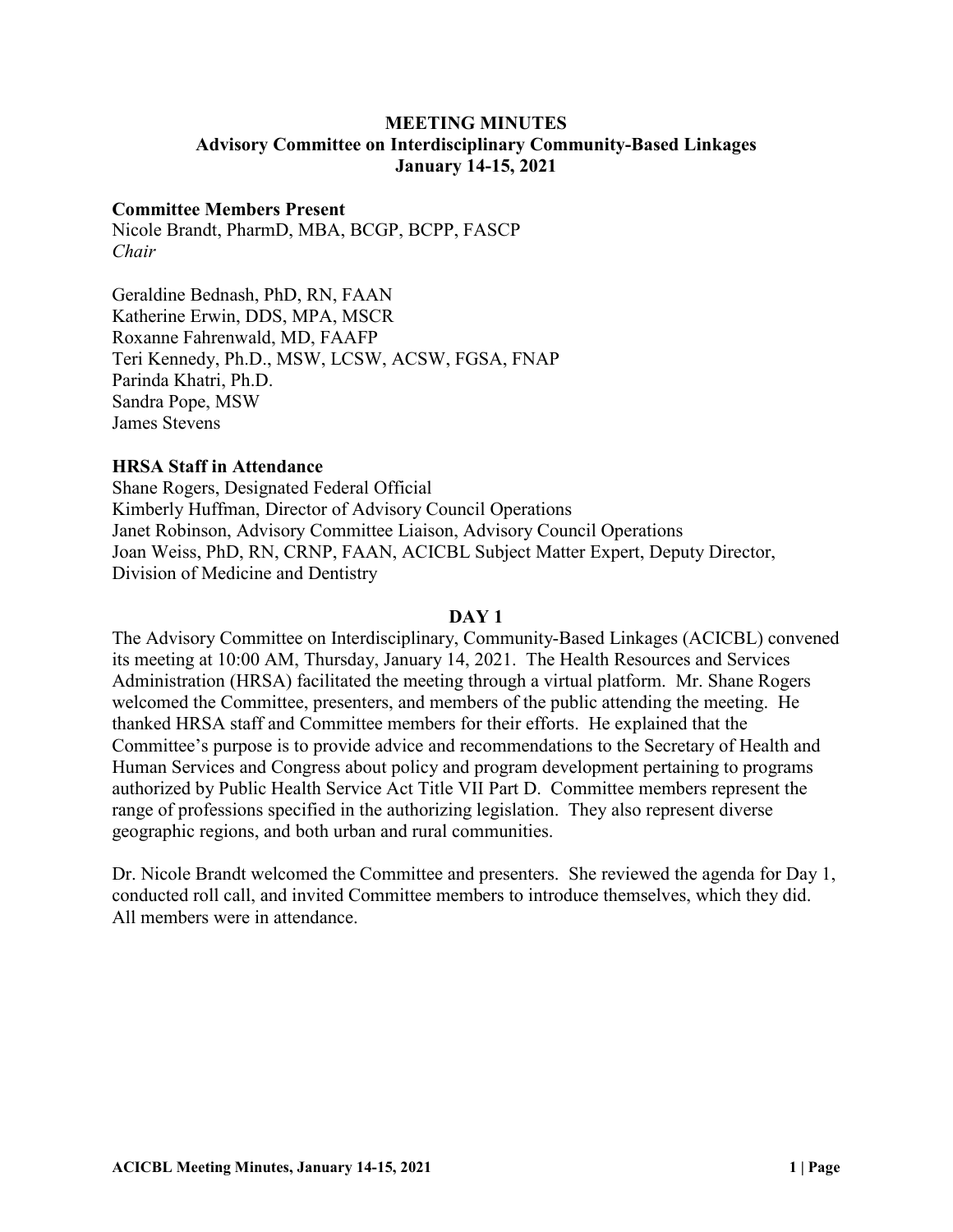# MEETING MINUTES

## Advisory Committee on Interdisciplinary Community-Based Linkages

### January 14-15, 2021

**Committee Members Present**

Nicole Brandt, PharmD, MBA, BCGP, BCPP, FASCP
*Chair*

Geraldine Bednash, PhD, RN, FAAN
Katherine Erwin, DDS, MPA, MSCR
Roxanne Fahrenwald, MD, FAAFP
Teri Kennedy, Ph.D., MSW, LCSW, ACSW, FGSA, FNAP
Parinda Khatri, Ph.D.
Sandra Pope, MSW
James Stevens

**HRSA Staff in Attendance**

Shane Rogers, Designated Federal Official
Kimberly Huffman, Director of Advisory Council Operations
Janet Robinson, Advisory Committee Liaison, Advisory Council Operations
Joan Weiss, PhD, RN, CRNP, FAAN, ACICBL Subject Matter Expert, Deputy Director, Division of Medicine and Dentistry

## DAY 1

The Advisory Committee on Interdisciplinary, Community-Based Linkages (ACICBL) convened its meeting at 10:00 AM, Thursday, January 14, 2021. The Health Resources and Services Administration (HRSA) facilitated the meeting through a virtual platform. Mr. Shane Rogers welcomed the Committee, presenters, and members of the public attending the meeting. He thanked HRSA staff and Committee members for their efforts. He explained that the Committee's purpose is to provide advice and recommendations to the Secretary of Health and Human Services and Congress about policy and program development pertaining to programs authorized by Public Health Service Act Title VII Part D. Committee members represent the range of professions specified in the authorizing legislation. They also represent diverse geographic regions, and both urban and rural communities.

Dr. Nicole Brandt welcomed the Committee and presenters. She reviewed the agenda for Day 1, conducted roll call, and invited Committee members to introduce themselves, which they did. All members were in attendance.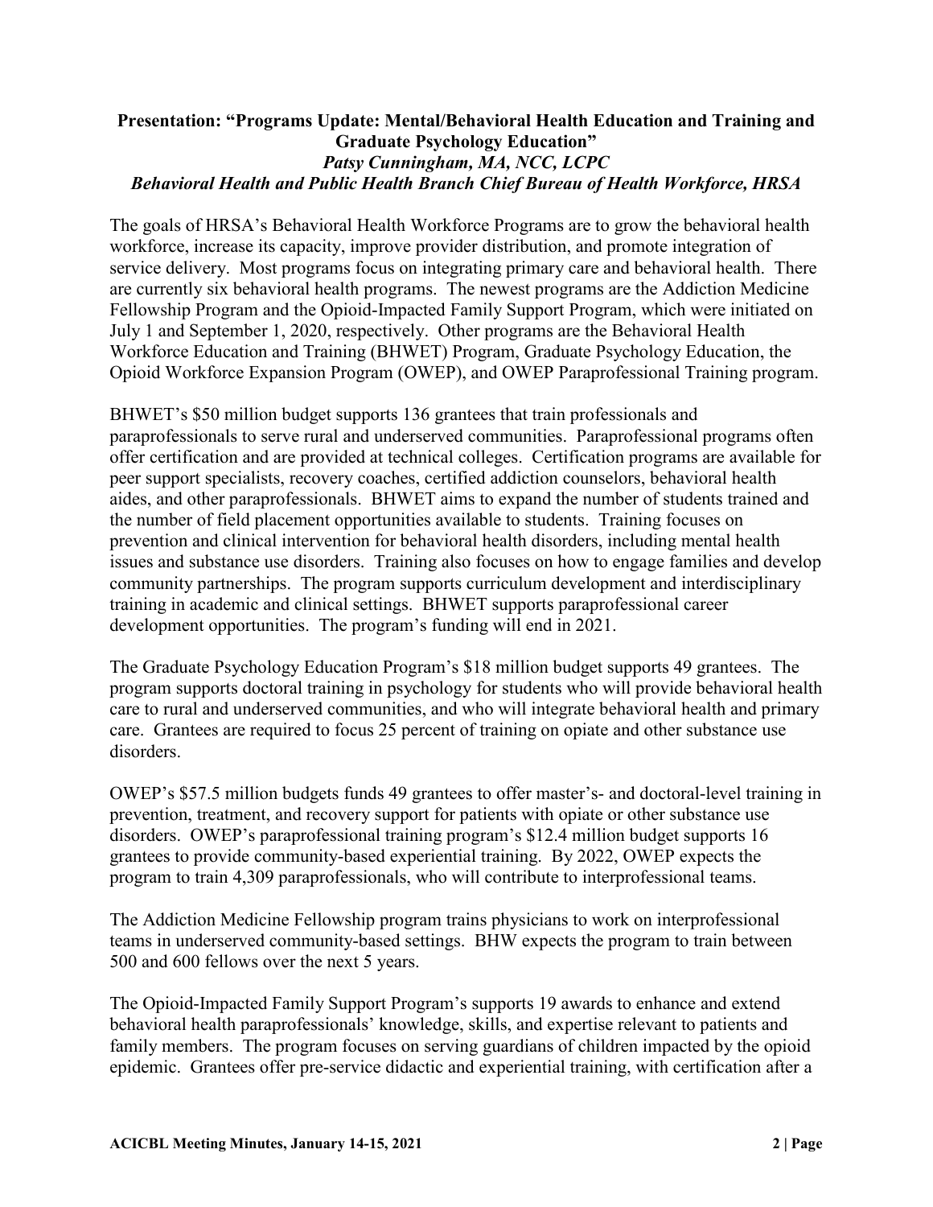**Presentation: "Programs Update: Mental/Behavioral Health Education and Training and Graduate Psychology Education"**
***Patsy Cunningham, MA, NCC, LCPC***
***Behavioral Health and Public Health Branch Chief Bureau of Health Workforce, HRSA***

The goals of HRSA's Behavioral Health Workforce Programs are to grow the behavioral health workforce, increase its capacity, improve provider distribution, and promote integration of service delivery. Most programs focus on integrating primary care and behavioral health. There are currently six behavioral health programs. The newest programs are the Addiction Medicine Fellowship Program and the Opioid-Impacted Family Support Program, which were initiated on July 1 and September 1, 2020, respectively. Other programs are the Behavioral Health Workforce Education and Training (BHWET) Program, Graduate Psychology Education, the Opioid Workforce Expansion Program (OWEP), and OWEP Paraprofessional Training program.

BHWET's $50 million budget supports 136 grantees that train professionals and paraprofessionals to serve rural and underserved communities. Paraprofessional programs often offer certification and are provided at technical colleges. Certification programs are available for peer support specialists, recovery coaches, certified addiction counselors, behavioral health aides, and other paraprofessionals. BHWET aims to expand the number of students trained and the number of field placement opportunities available to students. Training focuses on prevention and clinical intervention for behavioral health disorders, including mental health issues and substance use disorders. Training also focuses on how to engage families and develop community partnerships. The program supports curriculum development and interdisciplinary training in academic and clinical settings. BHWET supports paraprofessional career development opportunities. The program's funding will end in 2021.

The Graduate Psychology Education Program's $18 million budget supports 49 grantees. The program supports doctoral training in psychology for students who will provide behavioral health care to rural and underserved communities, and who will integrate behavioral health and primary care. Grantees are required to focus 25 percent of training on opiate and other substance use disorders.

OWEP's $57.5 million budgets funds 49 grantees to offer master's- and doctoral-level training in prevention, treatment, and recovery support for patients with opiate or other substance use disorders. OWEP's paraprofessional training program's $12.4 million budget supports 16 grantees to provide community-based experiential training. By 2022, OWEP expects the program to train 4,309 paraprofessionals, who will contribute to interprofessional teams.

The Addiction Medicine Fellowship program trains physicians to work on interprofessional teams in underserved community-based settings. BHW expects the program to train between 500 and 600 fellows over the next 5 years.

The Opioid-Impacted Family Support Program's supports 19 awards to enhance and extend behavioral health paraprofessionals' knowledge, skills, and expertise relevant to patients and family members. The program focuses on serving guardians of children impacted by the opioid epidemic. Grantees offer pre-service didactic and experiential training, with certification after a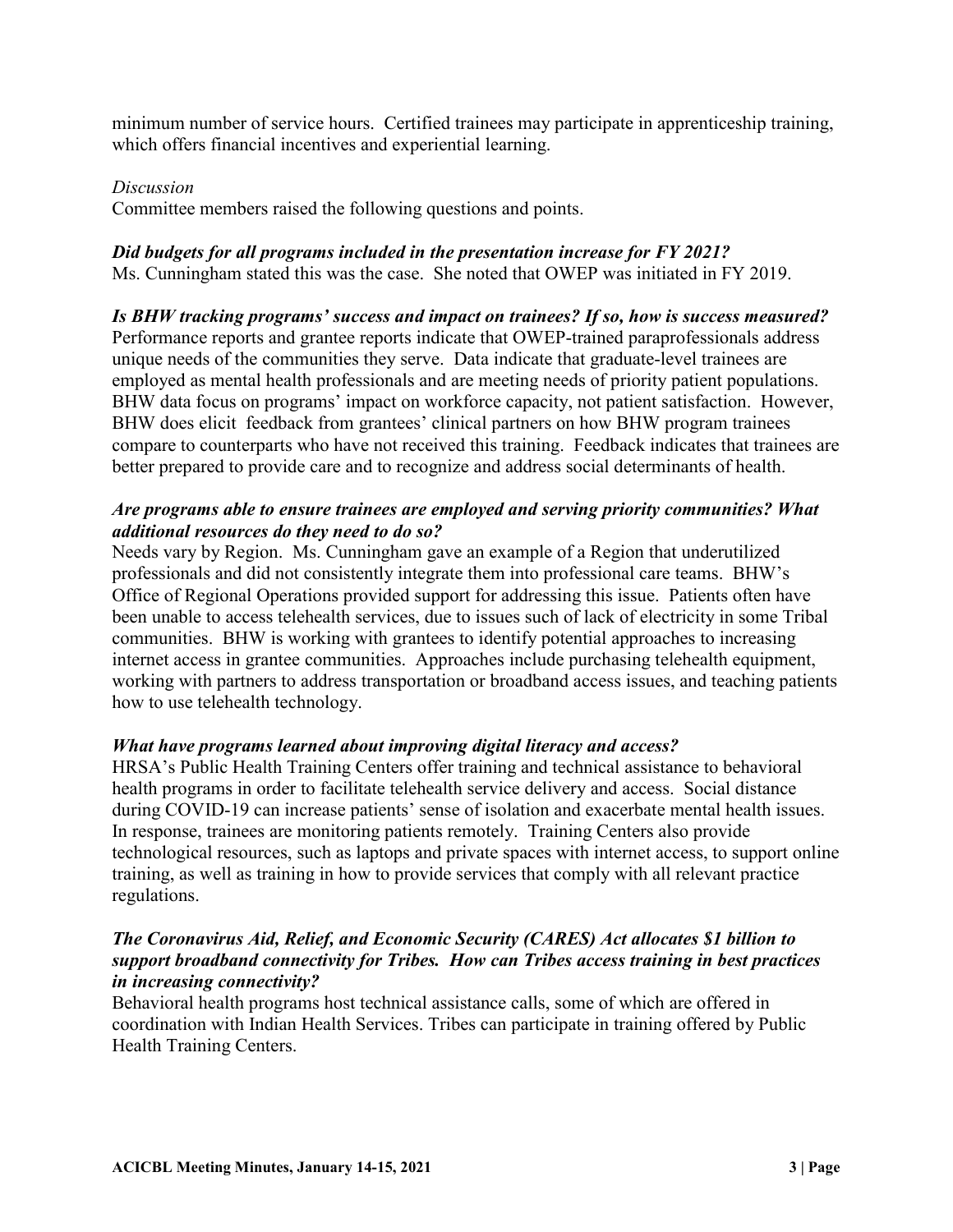minimum number of service hours. Certified trainees may participate in apprenticeship training, which offers financial incentives and experiential learning.

*Discussion*

Committee members raised the following questions and points.

***Did budgets for all programs included in the presentation increase for FY 2021?***

Ms. Cunningham stated this was the case. She noted that OWEP was initiated in FY 2019.

***Is BHW tracking programs' success and impact on trainees? If so, how is success measured?***

Performance reports and grantee reports indicate that OWEP-trained paraprofessionals address unique needs of the communities they serve. Data indicate that graduate-level trainees are employed as mental health professionals and are meeting needs of priority patient populations. BHW data focus on programs' impact on workforce capacity, not patient satisfaction. However, BHW does elicit feedback from grantees' clinical partners on how BHW program trainees compare to counterparts who have not received this training. Feedback indicates that trainees are better prepared to provide care and to recognize and address social determinants of health.

***Are programs able to ensure trainees are employed and serving priority communities? What additional resources do they need to do so?***

Needs vary by Region. Ms. Cunningham gave an example of a Region that underutilized professionals and did not consistently integrate them into professional care teams. BHW's Office of Regional Operations provided support for addressing this issue. Patients often have been unable to access telehealth services, due to issues such of lack of electricity in some Tribal communities. BHW is working with grantees to identify potential approaches to increasing internet access in grantee communities. Approaches include purchasing telehealth equipment, working with partners to address transportation or broadband access issues, and teaching patients how to use telehealth technology.

***What have programs learned about improving digital literacy and access?***

HRSA's Public Health Training Centers offer training and technical assistance to behavioral health programs in order to facilitate telehealth service delivery and access. Social distance during COVID-19 can increase patients' sense of isolation and exacerbate mental health issues. In response, trainees are monitoring patients remotely. Training Centers also provide technological resources, such as laptops and private spaces with internet access, to support online training, as well as training in how to provide services that comply with all relevant practice regulations.

***The Coronavirus Aid, Relief, and Economic Security (CARES) Act allocates $1 billion to support broadband connectivity for Tribes. How can Tribes access training in best practices in increasing connectivity?***

Behavioral health programs host technical assistance calls, some of which are offered in coordination with Indian Health Services. Tribes can participate in training offered by Public Health Training Centers.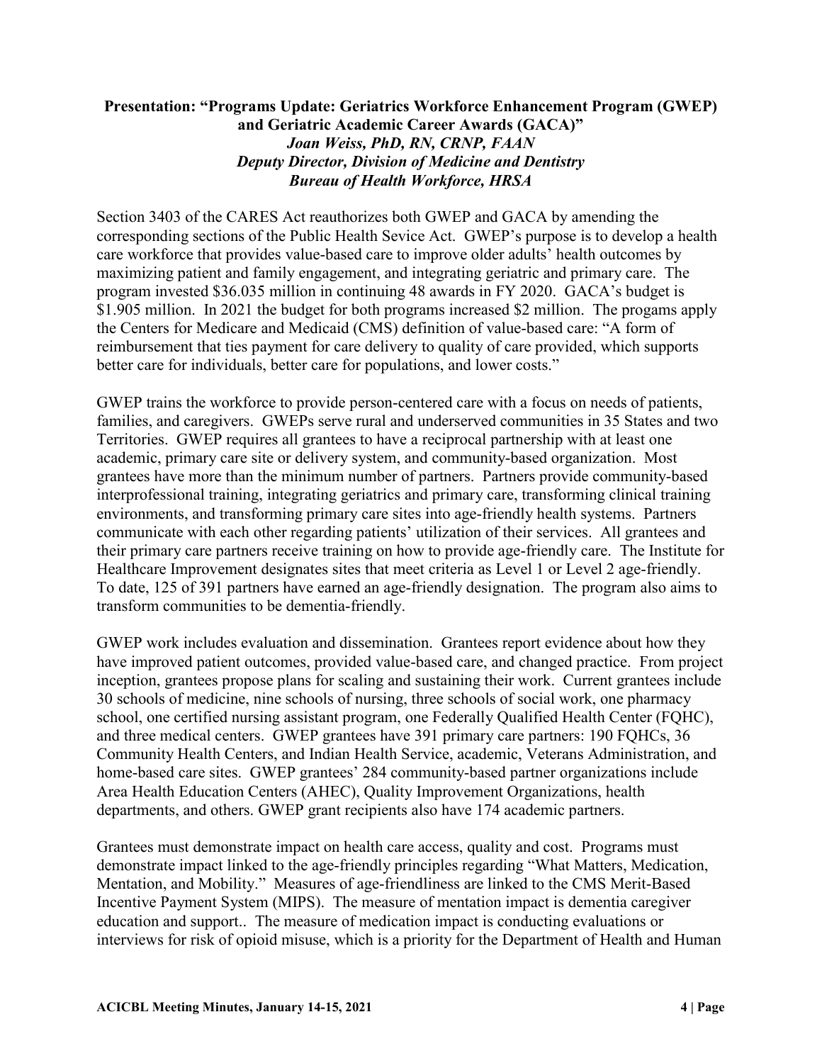**Presentation: "Programs Update: Geriatrics Workforce Enhancement Program (GWEP) and Geriatric Academic Career Awards (GACA)"**
***Joan Weiss, PhD, RN, CRNP, FAAN***
***Deputy Director, Division of Medicine and Dentistry***
***Bureau of Health Workforce, HRSA***

Section 3403 of the CARES Act reauthorizes both GWEP and GACA by amending the corresponding sections of the Public Health Sevice Act. GWEP's purpose is to develop a health care workforce that provides value-based care to improve older adults' health outcomes by maximizing patient and family engagement, and integrating geriatric and primary care. The program invested $36.035 million in continuing 48 awards in FY 2020. GACA's budget is $1.905 million. In 2021 the budget for both programs increased $2 million. The progams apply the Centers for Medicare and Medicaid (CMS) definition of value-based care: "A form of reimbursement that ties payment for care delivery to quality of care provided, which supports better care for individuals, better care for populations, and lower costs."

GWEP trains the workforce to provide person-centered care with a focus on needs of patients, families, and caregivers. GWEPs serve rural and underserved communities in 35 States and two Territories. GWEP requires all grantees to have a reciprocal partnership with at least one academic, primary care site or delivery system, and community-based organization. Most grantees have more than the minimum number of partners. Partners provide community-based interprofessional training, integrating geriatrics and primary care, transforming clinical training environments, and transforming primary care sites into age-friendly health systems. Partners communicate with each other regarding patients' utilization of their services. All grantees and their primary care partners receive training on how to provide age-friendly care. The Institute for Healthcare Improvement designates sites that meet criteria as Level 1 or Level 2 age-friendly. To date, 125 of 391 partners have earned an age-friendly designation. The program also aims to transform communities to be dementia-friendly.

GWEP work includes evaluation and dissemination. Grantees report evidence about how they have improved patient outcomes, provided value-based care, and changed practice. From project inception, grantees propose plans for scaling and sustaining their work. Current grantees include 30 schools of medicine, nine schools of nursing, three schools of social work, one pharmacy school, one certified nursing assistant program, one Federally Qualified Health Center (FQHC), and three medical centers. GWEP grantees have 391 primary care partners: 190 FQHCs, 36 Community Health Centers, and Indian Health Service, academic, Veterans Administration, and home-based care sites. GWEP grantees' 284 community-based partner organizations include Area Health Education Centers (AHEC), Quality Improvement Organizations, health departments, and others. GWEP grant recipients also have 174 academic partners.

Grantees must demonstrate impact on health care access, quality and cost. Programs must demonstrate impact linked to the age-friendly principles regarding "What Matters, Medication, Mentation, and Mobility." Measures of age-friendliness are linked to the CMS Merit-Based Incentive Payment System (MIPS). The measure of mentation impact is dementia caregiver education and support.. The measure of medication impact is conducting evaluations or interviews for risk of opioid misuse, which is a priority for the Department of Health and Human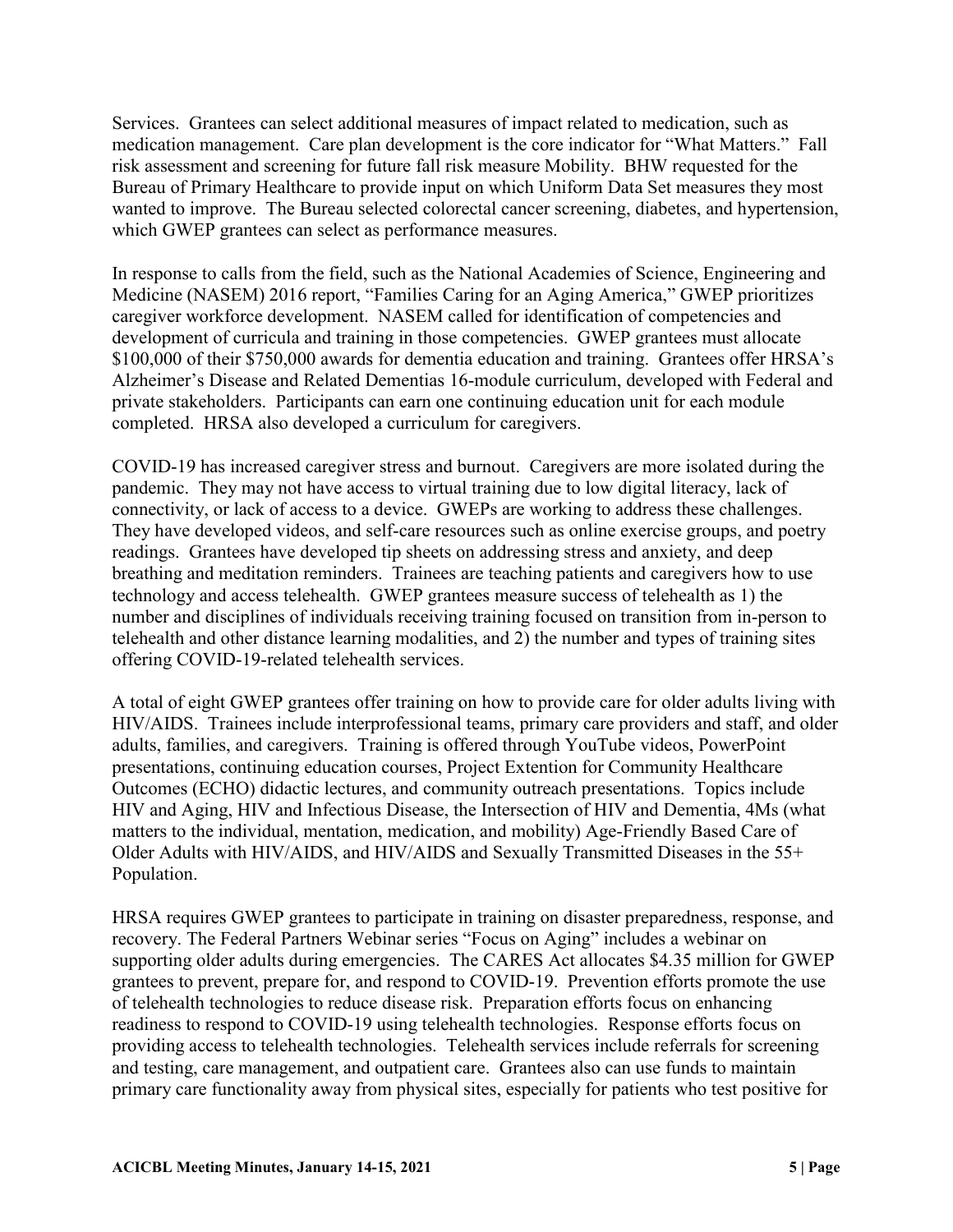Services. Grantees can select additional measures of impact related to medication, such as medication management. Care plan development is the core indicator for "What Matters." Fall risk assessment and screening for future fall risk measure Mobility. BHW requested for the Bureau of Primary Healthcare to provide input on which Uniform Data Set measures they most wanted to improve. The Bureau selected colorectal cancer screening, diabetes, and hypertension, which GWEP grantees can select as performance measures.

In response to calls from the field, such as the National Academies of Science, Engineering and Medicine (NASEM) 2016 report, "Families Caring for an Aging America," GWEP prioritizes caregiver workforce development. NASEM called for identification of competencies and development of curricula and training in those competencies. GWEP grantees must allocate $100,000 of their $750,000 awards for dementia education and training. Grantees offer HRSA's Alzheimer's Disease and Related Dementias 16-module curriculum, developed with Federal and private stakeholders. Participants can earn one continuing education unit for each module completed. HRSA also developed a curriculum for caregivers.

COVID-19 has increased caregiver stress and burnout. Caregivers are more isolated during the pandemic. They may not have access to virtual training due to low digital literacy, lack of connectivity, or lack of access to a device. GWEPs are working to address these challenges. They have developed videos, and self-care resources such as online exercise groups, and poetry readings. Grantees have developed tip sheets on addressing stress and anxiety, and deep breathing and meditation reminders. Trainees are teaching patients and caregivers how to use technology and access telehealth. GWEP grantees measure success of telehealth as 1) the number and disciplines of individuals receiving training focused on transition from in-person to telehealth and other distance learning modalities, and 2) the number and types of training sites offering COVID-19-related telehealth services.

A total of eight GWEP grantees offer training on how to provide care for older adults living with HIV/AIDS. Trainees include interprofessional teams, primary care providers and staff, and older adults, families, and caregivers. Training is offered through YouTube videos, PowerPoint presentations, continuing education courses, Project Extention for Community Healthcare Outcomes (ECHO) didactic lectures, and community outreach presentations. Topics include HIV and Aging, HIV and Infectious Disease, the Intersection of HIV and Dementia, 4Ms (what matters to the individual, mentation, medication, and mobility) Age-Friendly Based Care of Older Adults with HIV/AIDS, and HIV/AIDS and Sexually Transmitted Diseases in the 55+ Population.

HRSA requires GWEP grantees to participate in training on disaster preparedness, response, and recovery. The Federal Partners Webinar series "Focus on Aging" includes a webinar on supporting older adults during emergencies. The CARES Act allocates $4.35 million for GWEP grantees to prevent, prepare for, and respond to COVID-19. Prevention efforts promote the use of telehealth technologies to reduce disease risk. Preparation efforts focus on enhancing readiness to respond to COVID-19 using telehealth technologies. Response efforts focus on providing access to telehealth technologies. Telehealth services include referrals for screening and testing, care management, and outpatient care. Grantees also can use funds to maintain primary care functionality away from physical sites, especially for patients who test positive for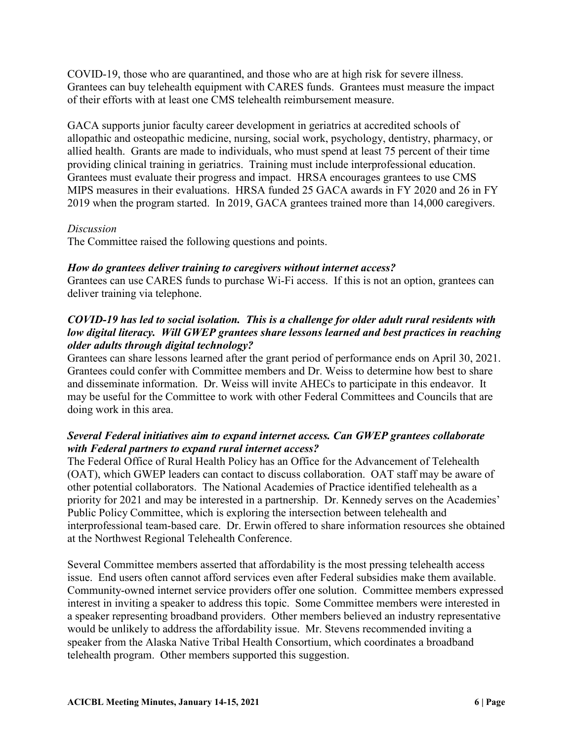COVID-19, those who are quarantined, and those who are at high risk for severe illness. Grantees can buy telehealth equipment with CARES funds. Grantees must measure the impact of their efforts with at least one CMS telehealth reimbursement measure.

GACA supports junior faculty career development in geriatrics at accredited schools of allopathic and osteopathic medicine, nursing, social work, psychology, dentistry, pharmacy, or allied health. Grants are made to individuals, who must spend at least 75 percent of their time providing clinical training in geriatrics. Training must include interprofessional education. Grantees must evaluate their progress and impact. HRSA encourages grantees to use CMS MIPS measures in their evaluations. HRSA funded 25 GACA awards in FY 2020 and 26 in FY 2019 when the program started. In 2019, GACA grantees trained more than 14,000 caregivers.

*Discussion*

The Committee raised the following questions and points.

***How do grantees deliver training to caregivers without internet access?***

Grantees can use CARES funds to purchase Wi-Fi access. If this is not an option, grantees can deliver training via telephone.

***COVID-19 has led to social isolation. This is a challenge for older adult rural residents with low digital literacy. Will GWEP grantees share lessons learned and best practices in reaching older adults through digital technology?***

Grantees can share lessons learned after the grant period of performance ends on April 30, 2021. Grantees could confer with Committee members and Dr. Weiss to determine how best to share and disseminate information. Dr. Weiss will invite AHECs to participate in this endeavor. It may be useful for the Committee to work with other Federal Committees and Councils that are doing work in this area.

***Several Federal initiatives aim to expand internet access. Can GWEP grantees collaborate with Federal partners to expand rural internet access?***

The Federal Office of Rural Health Policy has an Office for the Advancement of Telehealth (OAT), which GWEP leaders can contact to discuss collaboration. OAT staff may be aware of other potential collaborators. The National Academies of Practice identified telehealth as a priority for 2021 and may be interested in a partnership. Dr. Kennedy serves on the Academies' Public Policy Committee, which is exploring the intersection between telehealth and interprofessional team-based care. Dr. Erwin offered to share information resources she obtained at the Northwest Regional Telehealth Conference.

Several Committee members asserted that affordability is the most pressing telehealth access issue. End users often cannot afford services even after Federal subsidies make them available. Community-owned internet service providers offer one solution. Committee members expressed interest in inviting a speaker to address this topic. Some Committee members were interested in a speaker representing broadband providers. Other members believed an industry representative would be unlikely to address the affordability issue. Mr. Stevens recommended inviting a speaker from the Alaska Native Tribal Health Consortium, which coordinates a broadband telehealth program. Other members supported this suggestion.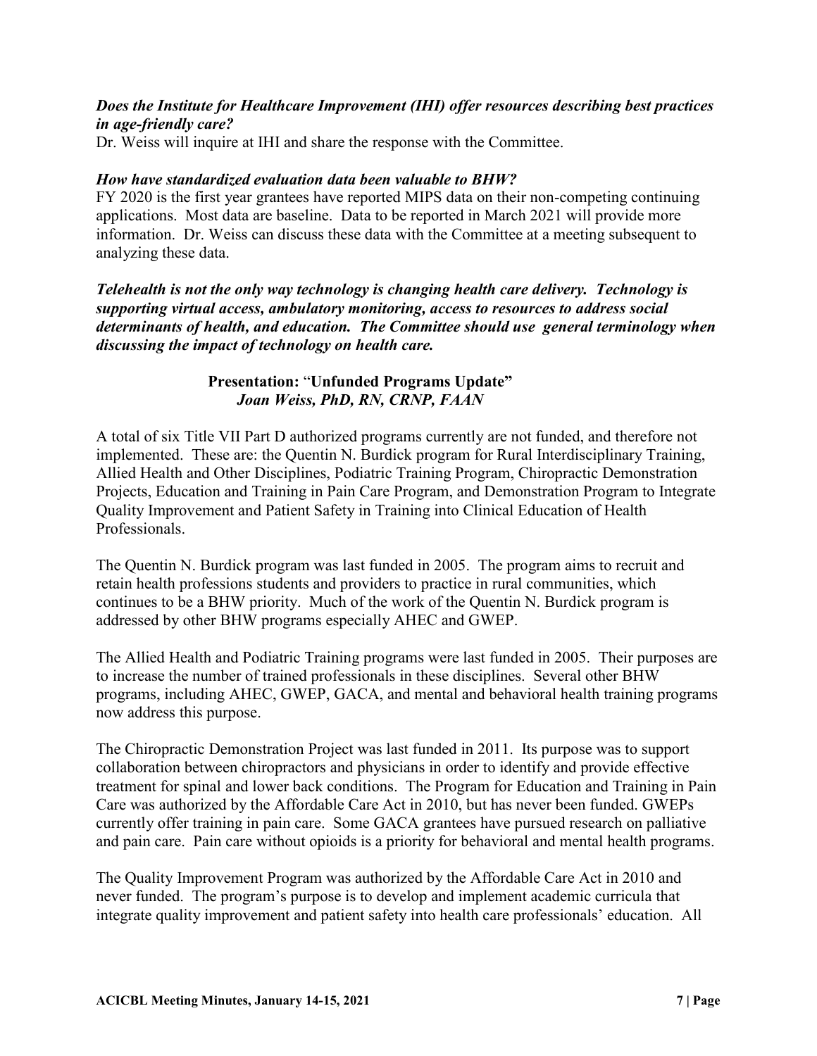***Does the Institute for Healthcare Improvement (IHI) offer resources describing best practices in age-friendly care?***

Dr. Weiss will inquire at IHI and share the response with the Committee.

***How have standardized evaluation data been valuable to BHW?***

FY 2020 is the first year grantees have reported MIPS data on their non-competing continuing applications. Most data are baseline. Data to be reported in March 2021 will provide more information. Dr. Weiss can discuss these data with the Committee at a meeting subsequent to analyzing these data.

***Telehealth is not the only way technology is changing health care delivery. Technology is supporting virtual access, ambulatory monitoring, access to resources to address social determinants of health, and education. The Committee should use general terminology when discussing the impact of technology on health care.***

**Presentation:** "**Unfunded Programs Update"**
***Joan Weiss, PhD, RN, CRNP, FAAN***

A total of six Title VII Part D authorized programs currently are not funded, and therefore not implemented. These are: the Quentin N. Burdick program for Rural Interdisciplinary Training, Allied Health and Other Disciplines, Podiatric Training Program, Chiropractic Demonstration Projects, Education and Training in Pain Care Program, and Demonstration Program to Integrate Quality Improvement and Patient Safety in Training into Clinical Education of Health Professionals.

The Quentin N. Burdick program was last funded in 2005. The program aims to recruit and retain health professions students and providers to practice in rural communities, which continues to be a BHW priority. Much of the work of the Quentin N. Burdick program is addressed by other BHW programs especially AHEC and GWEP.

The Allied Health and Podiatric Training programs were last funded in 2005. Their purposes are to increase the number of trained professionals in these disciplines. Several other BHW programs, including AHEC, GWEP, GACA, and mental and behavioral health training programs now address this purpose.

The Chiropractic Demonstration Project was last funded in 2011. Its purpose was to support collaboration between chiropractors and physicians in order to identify and provide effective treatment for spinal and lower back conditions. The Program for Education and Training in Pain Care was authorized by the Affordable Care Act in 2010, but has never been funded. GWEPs currently offer training in pain care. Some GACA grantees have pursued research on palliative and pain care. Pain care without opioids is a priority for behavioral and mental health programs.

The Quality Improvement Program was authorized by the Affordable Care Act in 2010 and never funded. The program's purpose is to develop and implement academic curricula that integrate quality improvement and patient safety into health care professionals' education. All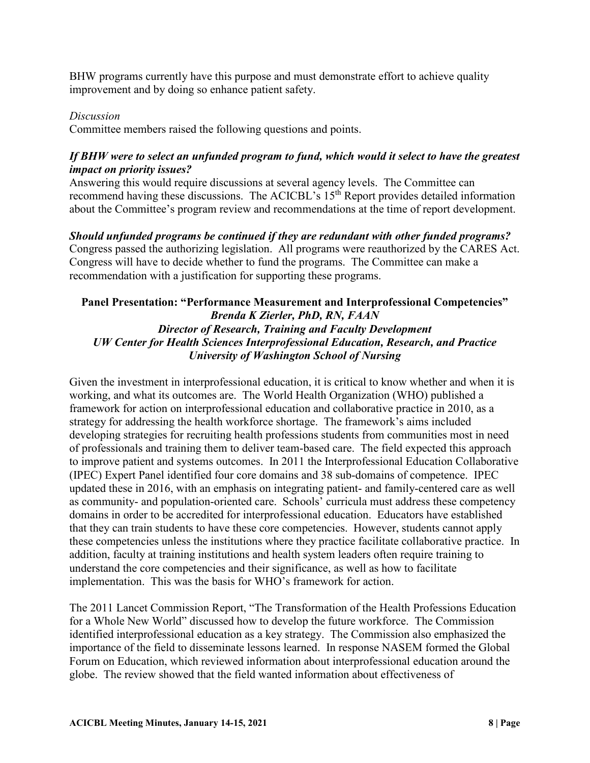BHW programs currently have this purpose and must demonstrate effort to achieve quality improvement and by doing so enhance patient safety.

*Discussion*

Committee members raised the following questions and points.

***If BHW were to select an unfunded program to fund, which would it select to have the greatest impact on priority issues?***

Answering this would require discussions at several agency levels. The Committee can recommend having these discussions. The ACICBL's 15th Report provides detailed information about the Committee's program review and recommendations at the time of report development.

***Should unfunded programs be continued if they are redundant with other funded programs?***

Congress passed the authorizing legislation. All programs were reauthorized by the CARES Act. Congress will have to decide whether to fund the programs. The Committee can make a recommendation with a justification for supporting these programs.

**Panel Presentation: "Performance Measurement and Interprofessional Competencies"**
***Brenda K Zierler, PhD, RN, FAAN***
***Director of Research, Training and Faculty Development***
***UW Center for Health Sciences Interprofessional Education, Research, and Practice***
***University of Washington School of Nursing***

Given the investment in interprofessional education, it is critical to know whether and when it is working, and what its outcomes are. The World Health Organization (WHO) published a framework for action on interprofessional education and collaborative practice in 2010, as a strategy for addressing the health workforce shortage. The framework's aims included developing strategies for recruiting health professions students from communities most in need of professionals and training them to deliver team-based care. The field expected this approach to improve patient and systems outcomes. In 2011 the Interprofessional Education Collaborative (IPEC) Expert Panel identified four core domains and 38 sub-domains of competence. IPEC updated these in 2016, with an emphasis on integrating patient- and family-centered care as well as community- and population-oriented care. Schools' curricula must address these competency domains in order to be accredited for interprofessional education. Educators have established that they can train students to have these core competencies. However, students cannot apply these competencies unless the institutions where they practice facilitate collaborative practice. In addition, faculty at training institutions and health system leaders often require training to understand the core competencies and their significance, as well as how to facilitate implementation. This was the basis for WHO's framework for action.

The 2011 Lancet Commission Report, "The Transformation of the Health Professions Education for a Whole New World" discussed how to develop the future workforce. The Commission identified interprofessional education as a key strategy. The Commission also emphasized the importance of the field to disseminate lessons learned. In response NASEM formed the Global Forum on Education, which reviewed information about interprofessional education around the globe. The review showed that the field wanted information about effectiveness of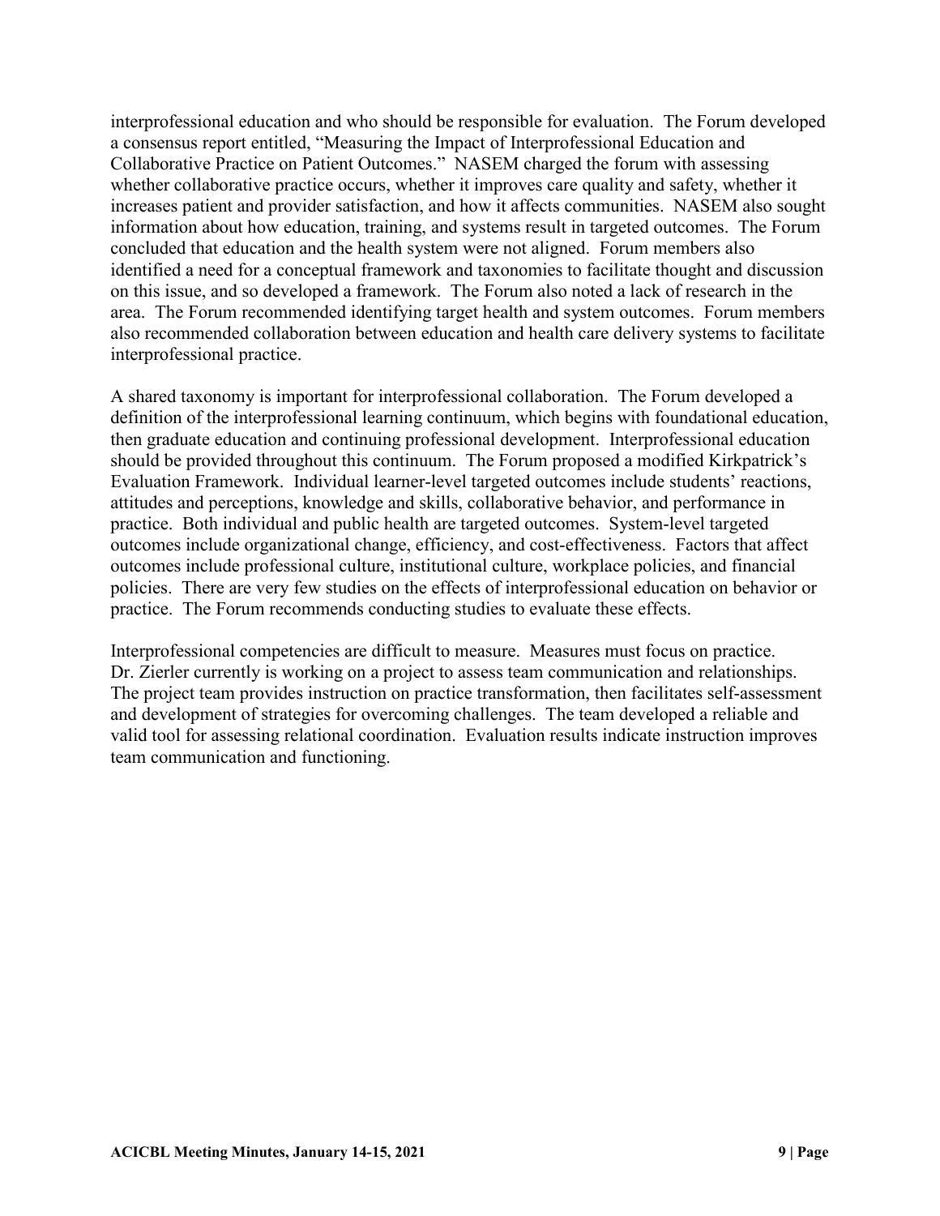interprofessional education and who should be responsible for evaluation. The Forum developed a consensus report entitled, "Measuring the Impact of Interprofessional Education and Collaborative Practice on Patient Outcomes." NASEM charged the forum with assessing whether collaborative practice occurs, whether it improves care quality and safety, whether it increases patient and provider satisfaction, and how it affects communities. NASEM also sought information about how education, training, and systems result in targeted outcomes. The Forum concluded that education and the health system were not aligned. Forum members also identified a need for a conceptual framework and taxonomies to facilitate thought and discussion on this issue, and so developed a framework. The Forum also noted a lack of research in the area. The Forum recommended identifying target health and system outcomes. Forum members also recommended collaboration between education and health care delivery systems to facilitate interprofessional practice.

A shared taxonomy is important for interprofessional collaboration. The Forum developed a definition of the interprofessional learning continuum, which begins with foundational education, then graduate education and continuing professional development. Interprofessional education should be provided throughout this continuum. The Forum proposed a modified Kirkpatrick's Evaluation Framework. Individual learner-level targeted outcomes include students' reactions, attitudes and perceptions, knowledge and skills, collaborative behavior, and performance in practice. Both individual and public health are targeted outcomes. System-level targeted outcomes include organizational change, efficiency, and cost-effectiveness. Factors that affect outcomes include professional culture, institutional culture, workplace policies, and financial policies. There are very few studies on the effects of interprofessional education on behavior or practice. The Forum recommends conducting studies to evaluate these effects.

Interprofessional competencies are difficult to measure. Measures must focus on practice. Dr. Zierler currently is working on a project to assess team communication and relationships. The project team provides instruction on practice transformation, then facilitates self-assessment and development of strategies for overcoming challenges. The team developed a reliable and valid tool for assessing relational coordination. Evaluation results indicate instruction improves team communication and functioning.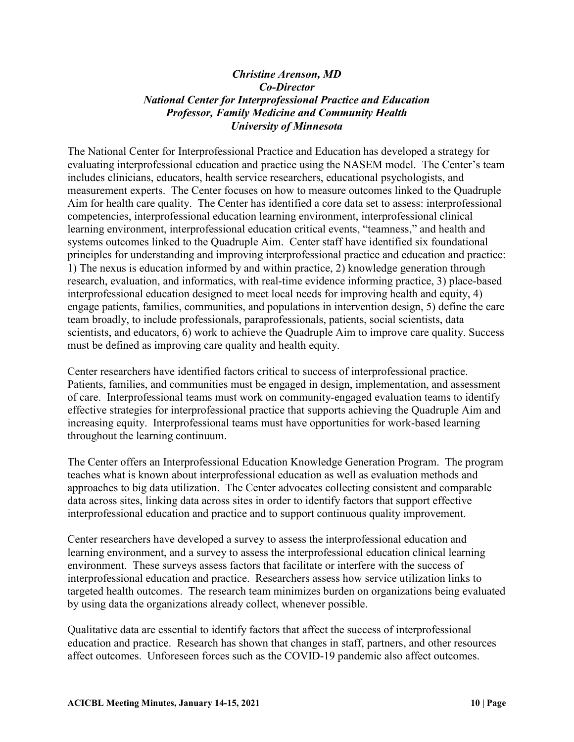***Christine Arenson, MD***
***Co-Director***
***National Center for Interprofessional Practice and Education***
***Professor, Family Medicine and Community Health***
***University of Minnesota***

The National Center for Interprofessional Practice and Education has developed a strategy for evaluating interprofessional education and practice using the NASEM model. The Center's team includes clinicians, educators, health service researchers, educational psychologists, and measurement experts. The Center focuses on how to measure outcomes linked to the Quadruple Aim for health care quality. The Center has identified a core data set to assess: interprofessional competencies, interprofessional education learning environment, interprofessional clinical learning environment, interprofessional education critical events, "teamness," and health and systems outcomes linked to the Quadruple Aim. Center staff have identified six foundational principles for understanding and improving interprofessional practice and education and practice: 1) The nexus is education informed by and within practice, 2) knowledge generation through research, evaluation, and informatics, with real-time evidence informing practice, 3) place-based interprofessional education designed to meet local needs for improving health and equity, 4) engage patients, families, communities, and populations in intervention design, 5) define the care team broadly, to include professionals, paraprofessionals, patients, social scientists, data scientists, and educators, 6) work to achieve the Quadruple Aim to improve care quality. Success must be defined as improving care quality and health equity.

Center researchers have identified factors critical to success of interprofessional practice. Patients, families, and communities must be engaged in design, implementation, and assessment of care. Interprofessional teams must work on community-engaged evaluation teams to identify effective strategies for interprofessional practice that supports achieving the Quadruple Aim and increasing equity. Interprofessional teams must have opportunities for work-based learning throughout the learning continuum.

The Center offers an Interprofessional Education Knowledge Generation Program. The program teaches what is known about interprofessional education as well as evaluation methods and approaches to big data utilization. The Center advocates collecting consistent and comparable data across sites, linking data across sites in order to identify factors that support effective interprofessional education and practice and to support continuous quality improvement.

Center researchers have developed a survey to assess the interprofessional education and learning environment, and a survey to assess the interprofessional education clinical learning environment. These surveys assess factors that facilitate or interfere with the success of interprofessional education and practice. Researchers assess how service utilization links to targeted health outcomes. The research team minimizes burden on organizations being evaluated by using data the organizations already collect, whenever possible.

Qualitative data are essential to identify factors that affect the success of interprofessional education and practice. Research has shown that changes in staff, partners, and other resources affect outcomes. Unforeseen forces such as the COVID-19 pandemic also affect outcomes.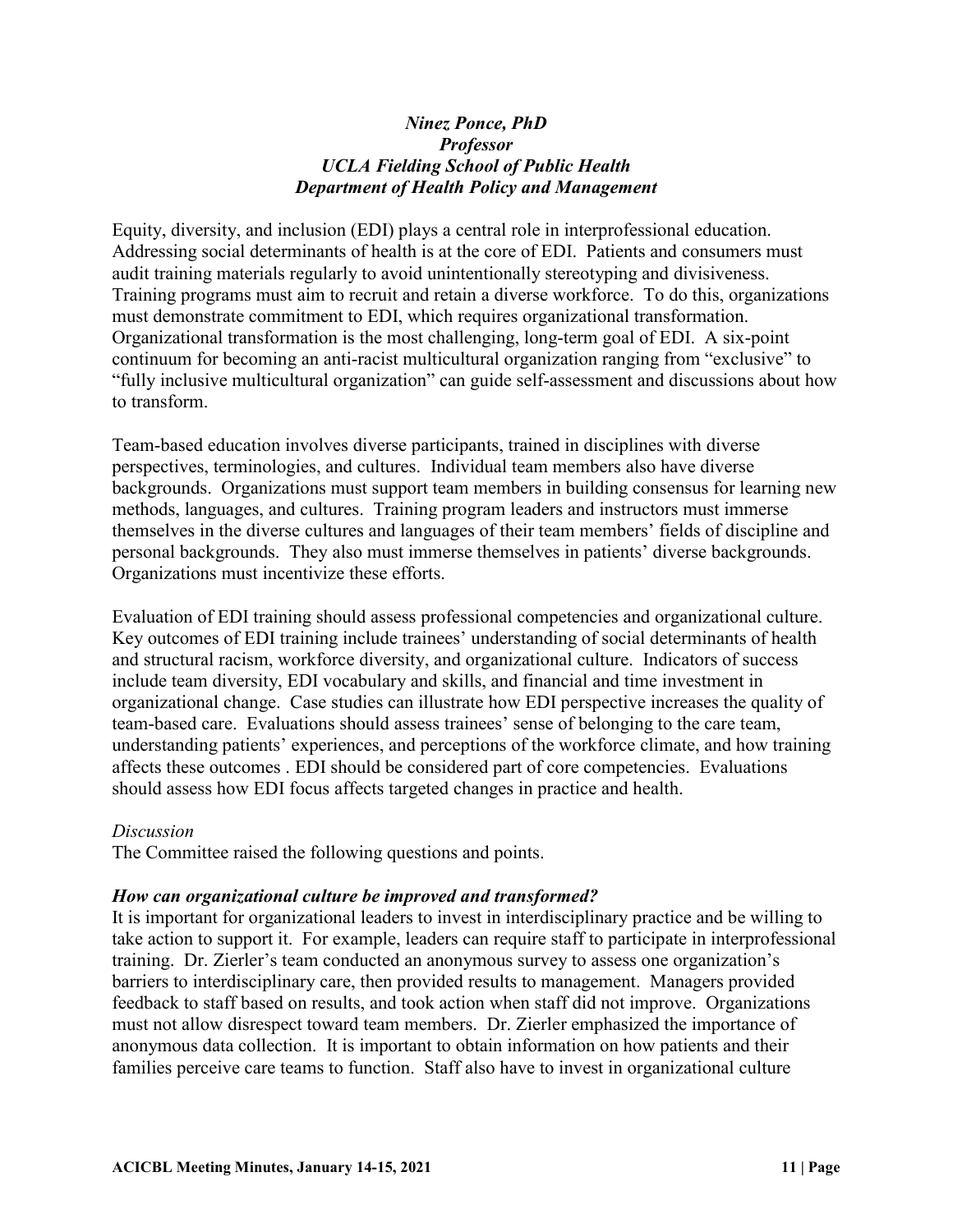***Ninez Ponce, PhD***
***Professor***
***UCLA Fielding School of Public Health***
***Department of Health Policy and Management***

Equity, diversity, and inclusion (EDI) plays a central role in interprofessional education. Addressing social determinants of health is at the core of EDI. Patients and consumers must audit training materials regularly to avoid unintentionally stereotyping and divisiveness. Training programs must aim to recruit and retain a diverse workforce. To do this, organizations must demonstrate commitment to EDI, which requires organizational transformation. Organizational transformation is the most challenging, long-term goal of EDI. A six-point continuum for becoming an anti-racist multicultural organization ranging from "exclusive" to "fully inclusive multicultural organization" can guide self-assessment and discussions about how to transform.

Team-based education involves diverse participants, trained in disciplines with diverse perspectives, terminologies, and cultures. Individual team members also have diverse backgrounds. Organizations must support team members in building consensus for learning new methods, languages, and cultures. Training program leaders and instructors must immerse themselves in the diverse cultures and languages of their team members' fields of discipline and personal backgrounds. They also must immerse themselves in patients' diverse backgrounds. Organizations must incentivize these efforts.

Evaluation of EDI training should assess professional competencies and organizational culture. Key outcomes of EDI training include trainees' understanding of social determinants of health and structural racism, workforce diversity, and organizational culture. Indicators of success include team diversity, EDI vocabulary and skills, and financial and time investment in organizational change. Case studies can illustrate how EDI perspective increases the quality of team-based care. Evaluations should assess trainees' sense of belonging to the care team, understanding patients' experiences, and perceptions of the workforce climate, and how training affects these outcomes . EDI should be considered part of core competencies. Evaluations should assess how EDI focus affects targeted changes in practice and health.

*Discussion*

The Committee raised the following questions and points.

***How can organizational culture be improved and transformed?***

It is important for organizational leaders to invest in interdisciplinary practice and be willing to take action to support it. For example, leaders can require staff to participate in interprofessional training. Dr. Zierler's team conducted an anonymous survey to assess one organization's barriers to interdisciplinary care, then provided results to management. Managers provided feedback to staff based on results, and took action when staff did not improve. Organizations must not allow disrespect toward team members. Dr. Zierler emphasized the importance of anonymous data collection. It is important to obtain information on how patients and their families perceive care teams to function. Staff also have to invest in organizational culture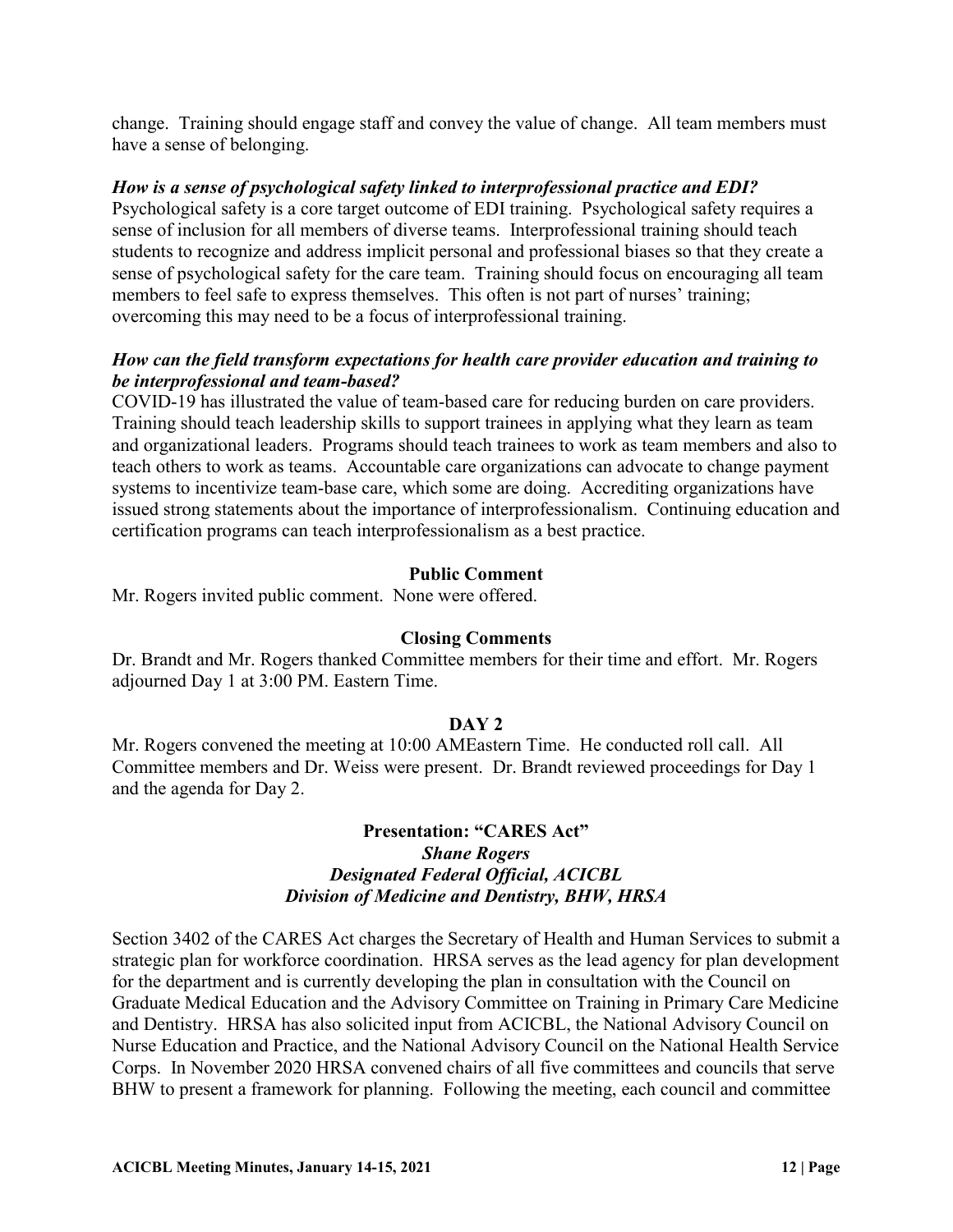change. Training should engage staff and convey the value of change. All team members must have a sense of belonging.

***How is a sense of psychological safety linked to interprofessional practice and EDI?***

Psychological safety is a core target outcome of EDI training. Psychological safety requires a sense of inclusion for all members of diverse teams. Interprofessional training should teach students to recognize and address implicit personal and professional biases so that they create a sense of psychological safety for the care team. Training should focus on encouraging all team members to feel safe to express themselves. This often is not part of nurses' training; overcoming this may need to be a focus of interprofessional training.

***How can the field transform expectations for health care provider education and training to be interprofessional and team-based?***

COVID-19 has illustrated the value of team-based care for reducing burden on care providers. Training should teach leadership skills to support trainees in applying what they learn as team and organizational leaders. Programs should teach trainees to work as team members and also to teach others to work as teams. Accountable care organizations can advocate to change payment systems to incentivize team-base care, which some are doing. Accrediting organizations have issued strong statements about the importance of interprofessionalism. Continuing education and certification programs can teach interprofessionalism as a best practice.

## Public Comment

Mr. Rogers invited public comment. None were offered.

## Closing Comments

Dr. Brandt and Mr. Rogers thanked Committee members for their time and effort. Mr. Rogers adjourned Day 1 at 3:00 PM. Eastern Time.

## DAY 2

Mr. Rogers convened the meeting at 10:00 AMEastern Time. He conducted roll call. All Committee members and Dr. Weiss were present. Dr. Brandt reviewed proceedings for Day 1 and the agenda for Day 2.

## Presentation: "CARES Act"

***Shane Rogers***
***Designated Federal Official, ACICBL***
***Division of Medicine and Dentistry, BHW, HRSA***

Section 3402 of the CARES Act charges the Secretary of Health and Human Services to submit a strategic plan for workforce coordination. HRSA serves as the lead agency for plan development for the department and is currently developing the plan in consultation with the Council on Graduate Medical Education and the Advisory Committee on Training in Primary Care Medicine and Dentistry. HRSA has also solicited input from ACICBL, the National Advisory Council on Nurse Education and Practice, and the National Advisory Council on the National Health Service Corps. In November 2020 HRSA convened chairs of all five committees and councils that serve BHW to present a framework for planning. Following the meeting, each council and committee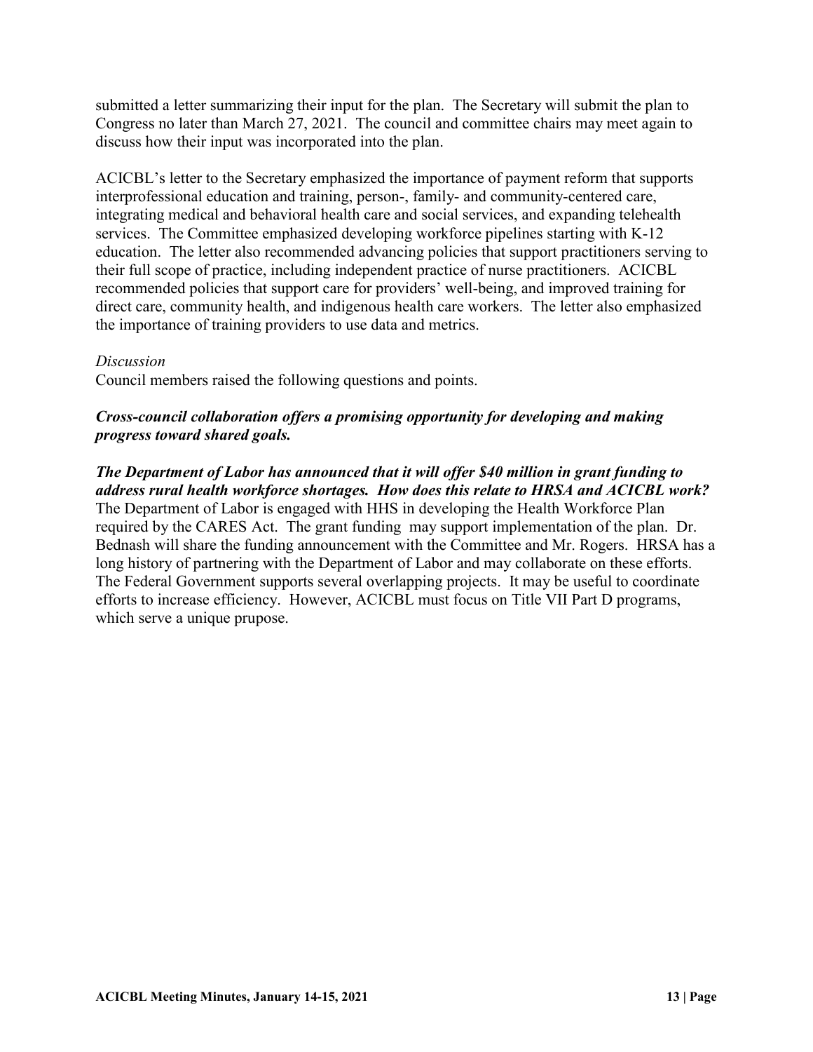submitted a letter summarizing their input for the plan. The Secretary will submit the plan to Congress no later than March 27, 2021. The council and committee chairs may meet again to discuss how their input was incorporated into the plan.

ACICBL's letter to the Secretary emphasized the importance of payment reform that supports interprofessional education and training, person-, family- and community-centered care, integrating medical and behavioral health care and social services, and expanding telehealth services. The Committee emphasized developing workforce pipelines starting with K-12 education. The letter also recommended advancing policies that support practitioners serving to their full scope of practice, including independent practice of nurse practitioners. ACICBL recommended policies that support care for providers' well-being, and improved training for direct care, community health, and indigenous health care workers. The letter also emphasized the importance of training providers to use data and metrics.

*Discussion*

Council members raised the following questions and points.

***Cross-council collaboration offers a promising opportunity for developing and making progress toward shared goals.***

***The Department of Labor has announced that it will offer $40 million in grant funding to address rural health workforce shortages. How does this relate to HRSA and ACICBL work?***
The Department of Labor is engaged with HHS in developing the Health Workforce Plan required by the CARES Act. The grant funding may support implementation of the plan. Dr. Bednash will share the funding announcement with the Committee and Mr. Rogers. HRSA has a long history of partnering with the Department of Labor and may collaborate on these efforts. The Federal Government supports several overlapping projects. It may be useful to coordinate efforts to increase efficiency. However, ACICBL must focus on Title VII Part D programs, which serve a unique prupose.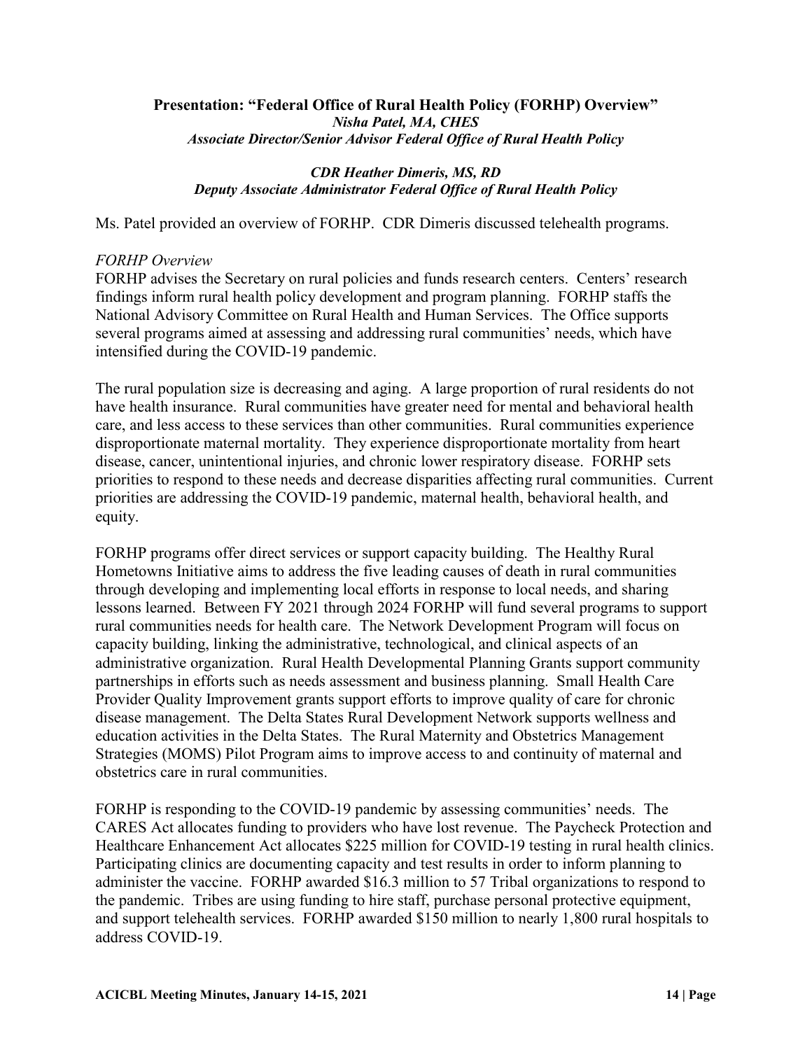**Presentation: "Federal Office of Rural Health Policy (FORHP) Overview"**
***Nisha Patel, MA, CHES***
***Associate Director/Senior Advisor Federal Office of Rural Health Policy***

***CDR Heather Dimeris, MS, RD***
***Deputy Associate Administrator Federal Office of Rural Health Policy***

Ms. Patel provided an overview of FORHP. CDR Dimeris discussed telehealth programs.

*FORHP Overview*

FORHP advises the Secretary on rural policies and funds research centers. Centers' research findings inform rural health policy development and program planning. FORHP staffs the National Advisory Committee on Rural Health and Human Services. The Office supports several programs aimed at assessing and addressing rural communities' needs, which have intensified during the COVID-19 pandemic.

The rural population size is decreasing and aging. A large proportion of rural residents do not have health insurance. Rural communities have greater need for mental and behavioral health care, and less access to these services than other communities. Rural communities experience disproportionate maternal mortality. They experience disproportionate mortality from heart disease, cancer, unintentional injuries, and chronic lower respiratory disease. FORHP sets priorities to respond to these needs and decrease disparities affecting rural communities. Current priorities are addressing the COVID-19 pandemic, maternal health, behavioral health, and equity.

FORHP programs offer direct services or support capacity building. The Healthy Rural Hometowns Initiative aims to address the five leading causes of death in rural communities through developing and implementing local efforts in response to local needs, and sharing lessons learned. Between FY 2021 through 2024 FORHP will fund several programs to support rural communities needs for health care. The Network Development Program will focus on capacity building, linking the administrative, technological, and clinical aspects of an administrative organization. Rural Health Developmental Planning Grants support community partnerships in efforts such as needs assessment and business planning. Small Health Care Provider Quality Improvement grants support efforts to improve quality of care for chronic disease management. The Delta States Rural Development Network supports wellness and education activities in the Delta States. The Rural Maternity and Obstetrics Management Strategies (MOMS) Pilot Program aims to improve access to and continuity of maternal and obstetrics care in rural communities.

FORHP is responding to the COVID-19 pandemic by assessing communities' needs. The CARES Act allocates funding to providers who have lost revenue. The Paycheck Protection and Healthcare Enhancement Act allocates $225 million for COVID-19 testing in rural health clinics. Participating clinics are documenting capacity and test results in order to inform planning to administer the vaccine. FORHP awarded $16.3 million to 57 Tribal organizations to respond to the pandemic. Tribes are using funding to hire staff, purchase personal protective equipment, and support telehealth services. FORHP awarded $150 million to nearly 1,800 rural hospitals to address COVID-19.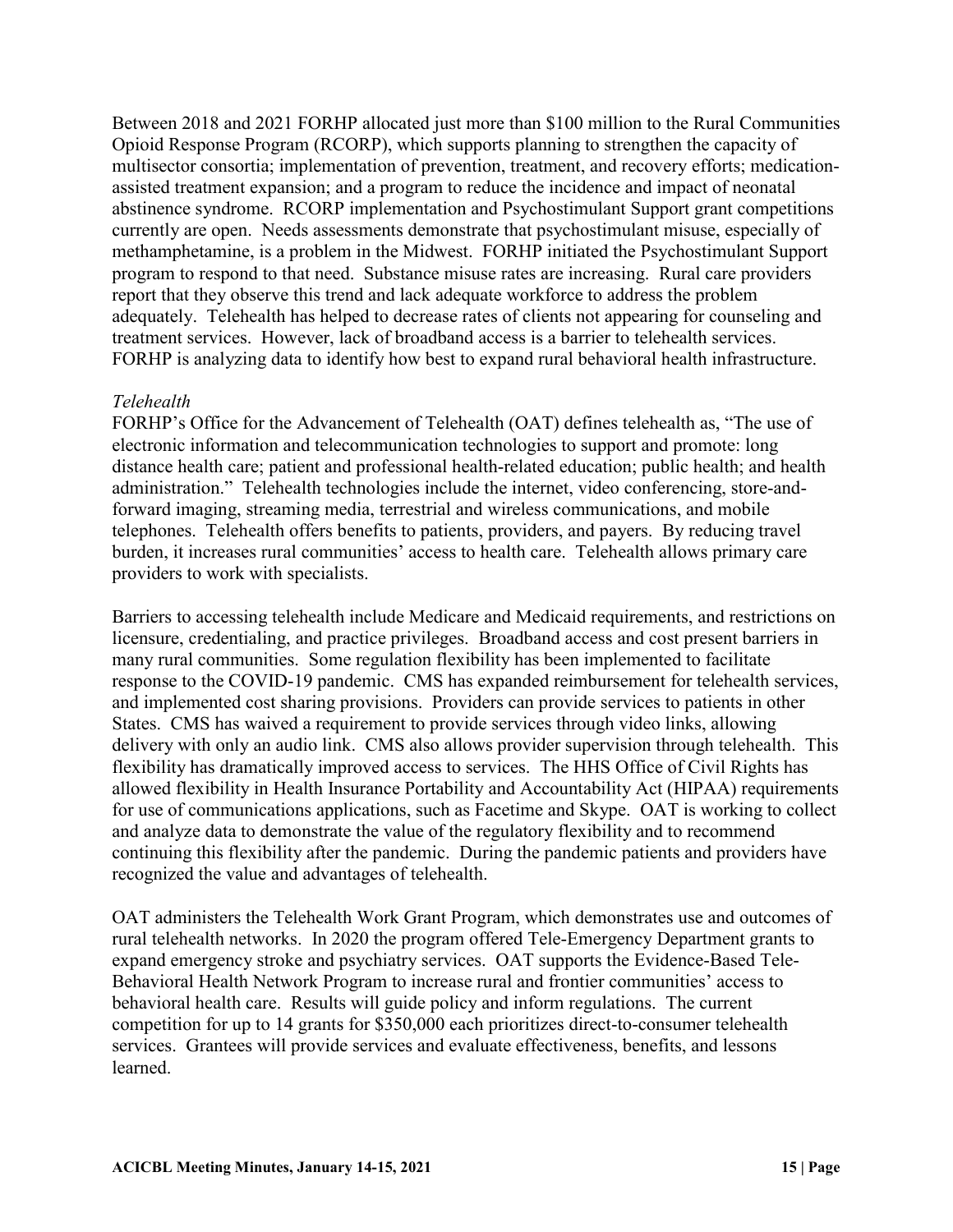Between 2018 and 2021 FORHP allocated just more than $100 million to the Rural Communities Opioid Response Program (RCORP), which supports planning to strengthen the capacity of multisector consortia; implementation of prevention, treatment, and recovery efforts; medication-assisted treatment expansion; and a program to reduce the incidence and impact of neonatal abstinence syndrome. RCORP implementation and Psychostimulant Support grant competitions currently are open. Needs assessments demonstrate that psychostimulant misuse, especially of methamphetamine, is a problem in the Midwest. FORHP initiated the Psychostimulant Support program to respond to that need. Substance misuse rates are increasing. Rural care providers report that they observe this trend and lack adequate workforce to address the problem adequately. Telehealth has helped to decrease rates of clients not appearing for counseling and treatment services. However, lack of broadband access is a barrier to telehealth services. FORHP is analyzing data to identify how best to expand rural behavioral health infrastructure.

*Telehealth*

FORHP's Office for the Advancement of Telehealth (OAT) defines telehealth as, "The use of electronic information and telecommunication technologies to support and promote: long distance health care; patient and professional health-related education; public health; and health administration." Telehealth technologies include the internet, video conferencing, store-and-forward imaging, streaming media, terrestrial and wireless communications, and mobile telephones. Telehealth offers benefits to patients, providers, and payers. By reducing travel burden, it increases rural communities' access to health care. Telehealth allows primary care providers to work with specialists.

Barriers to accessing telehealth include Medicare and Medicaid requirements, and restrictions on licensure, credentialing, and practice privileges. Broadband access and cost present barriers in many rural communities. Some regulation flexibility has been implemented to facilitate response to the COVID-19 pandemic. CMS has expanded reimbursement for telehealth services, and implemented cost sharing provisions. Providers can provide services to patients in other States. CMS has waived a requirement to provide services through video links, allowing delivery with only an audio link. CMS also allows provider supervision through telehealth. This flexibility has dramatically improved access to services. The HHS Office of Civil Rights has allowed flexibility in Health Insurance Portability and Accountability Act (HIPAA) requirements for use of communications applications, such as Facetime and Skype. OAT is working to collect and analyze data to demonstrate the value of the regulatory flexibility and to recommend continuing this flexibility after the pandemic. During the pandemic patients and providers have recognized the value and advantages of telehealth.

OAT administers the Telehealth Work Grant Program, which demonstrates use and outcomes of rural telehealth networks. In 2020 the program offered Tele-Emergency Department grants to expand emergency stroke and psychiatry services. OAT supports the Evidence-Based Tele-Behavioral Health Network Program to increase rural and frontier communities' access to behavioral health care. Results will guide policy and inform regulations. The current competition for up to 14 grants for $350,000 each prioritizes direct-to-consumer telehealth services. Grantees will provide services and evaluate effectiveness, benefits, and lessons learned.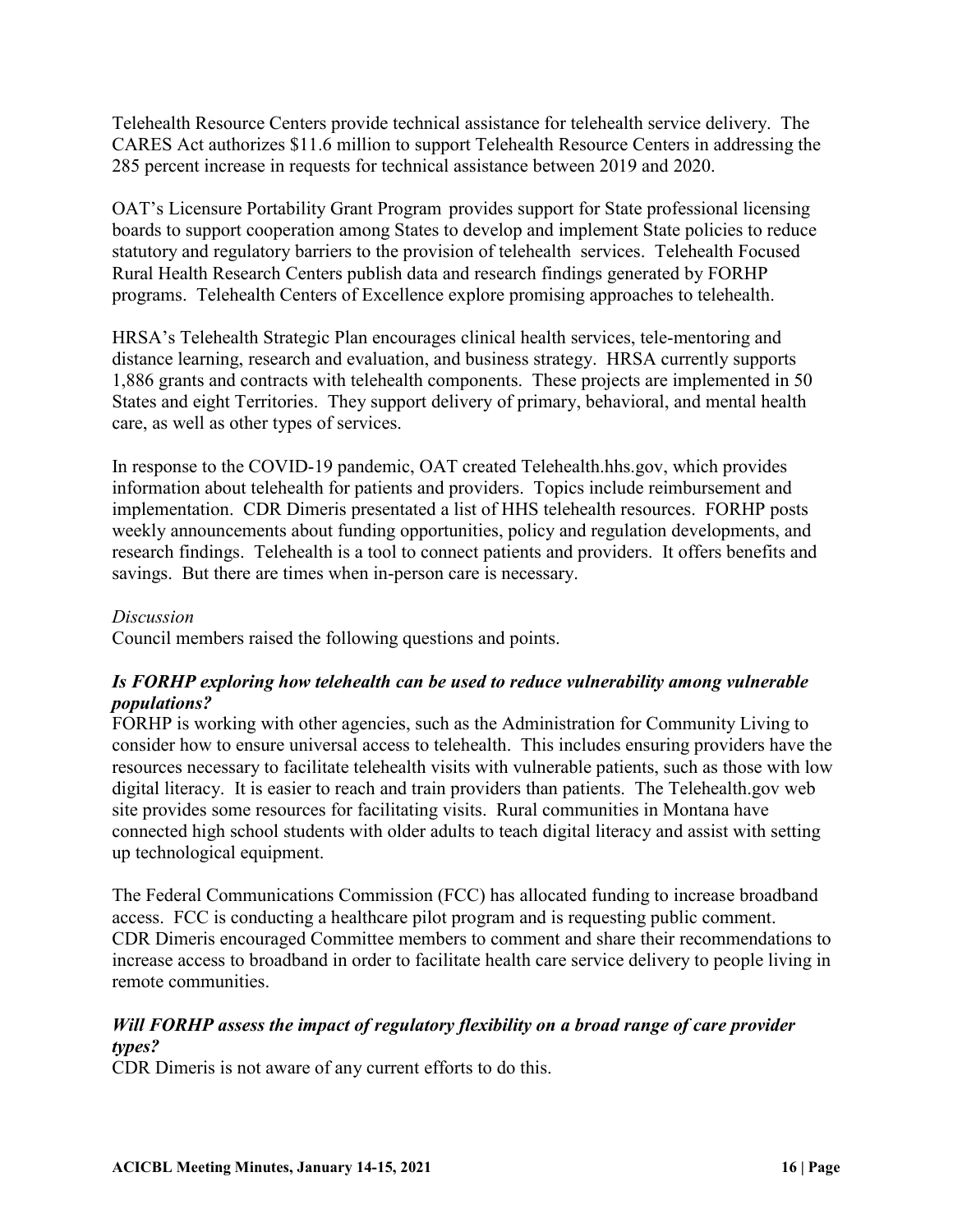Telehealth Resource Centers provide technical assistance for telehealth service delivery. The CARES Act authorizes $11.6 million to support Telehealth Resource Centers in addressing the 285 percent increase in requests for technical assistance between 2019 and 2020.

OAT's Licensure Portability Grant Program provides support for State professional licensing boards to support cooperation among States to develop and implement State policies to reduce statutory and regulatory barriers to the provision of telehealth services. Telehealth Focused Rural Health Research Centers publish data and research findings generated by FORHP programs. Telehealth Centers of Excellence explore promising approaches to telehealth.

HRSA's Telehealth Strategic Plan encourages clinical health services, tele-mentoring and distance learning, research and evaluation, and business strategy. HRSA currently supports 1,886 grants and contracts with telehealth components. These projects are implemented in 50 States and eight Territories. They support delivery of primary, behavioral, and mental health care, as well as other types of services.

In response to the COVID-19 pandemic, OAT created Telehealth.hhs.gov, which provides information about telehealth for patients and providers. Topics include reimbursement and implementation. CDR Dimeris presentated a list of HHS telehealth resources. FORHP posts weekly announcements about funding opportunities, policy and regulation developments, and research findings. Telehealth is a tool to connect patients and providers. It offers benefits and savings. But there are times when in-person care is necessary.

*Discussion*

Council members raised the following questions and points.

***Is FORHP exploring how telehealth can be used to reduce vulnerability among vulnerable populations?***

FORHP is working with other agencies, such as the Administration for Community Living to consider how to ensure universal access to telehealth. This includes ensuring providers have the resources necessary to facilitate telehealth visits with vulnerable patients, such as those with low digital literacy. It is easier to reach and train providers than patients. The Telehealth.gov web site provides some resources for facilitating visits. Rural communities in Montana have connected high school students with older adults to teach digital literacy and assist with setting up technological equipment.

The Federal Communications Commission (FCC) has allocated funding to increase broadband access. FCC is conducting a healthcare pilot program and is requesting public comment. CDR Dimeris encouraged Committee members to comment and share their recommendations to increase access to broadband in order to facilitate health care service delivery to people living in remote communities.

***Will FORHP assess the impact of regulatory flexibility on a broad range of care provider types?***

CDR Dimeris is not aware of any current efforts to do this.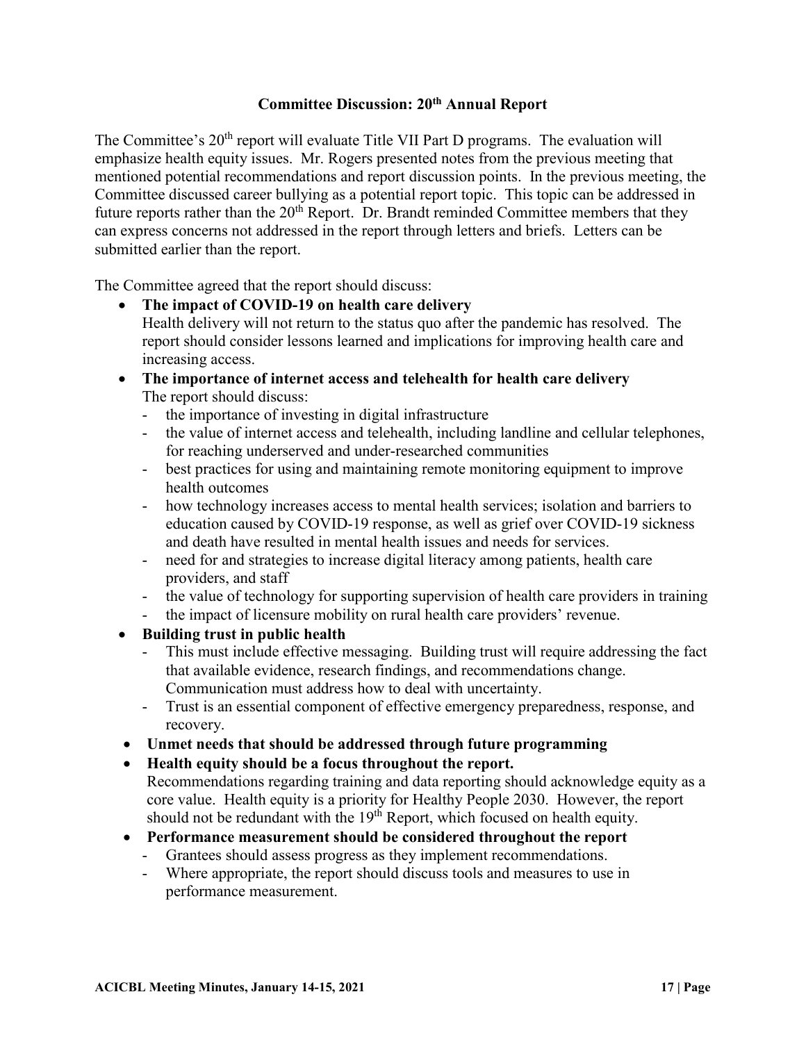### Committee Discussion: 20th Annual Report

The Committee's 20th report will evaluate Title VII Part D programs. The evaluation will emphasize health equity issues. Mr. Rogers presented notes from the previous meeting that mentioned potential recommendations and report discussion points. In the previous meeting, the Committee discussed career bullying as a potential report topic. This topic can be addressed in future reports rather than the 20th Report. Dr. Brandt reminded Committee members that they can express concerns not addressed in the report through letters and briefs. Letters can be submitted earlier than the report.

The Committee agreed that the report should discuss:

- **The impact of COVID-19 on health care delivery**
  Health delivery will not return to the status quo after the pandemic has resolved. The report should consider lessons learned and implications for improving health care and increasing access.
- **The importance of internet access and telehealth for health care delivery**
  The report should discuss:
  - the importance of investing in digital infrastructure
  - the value of internet access and telehealth, including landline and cellular telephones, for reaching underserved and under-researched communities
  - best practices for using and maintaining remote monitoring equipment to improve health outcomes
  - how technology increases access to mental health services; isolation and barriers to education caused by COVID-19 response, as well as grief over COVID-19 sickness and death have resulted in mental health issues and needs for services.
  - need for and strategies to increase digital literacy among patients, health care providers, and staff
  - the value of technology for supporting supervision of health care providers in training
  - the impact of licensure mobility on rural health care providers' revenue.
- **Building trust in public health**
  - This must include effective messaging. Building trust will require addressing the fact that available evidence, research findings, and recommendations change. Communication must address how to deal with uncertainty.
  - Trust is an essential component of effective emergency preparedness, response, and recovery.
- **Unmet needs that should be addressed through future programming**
- **Health equity should be a focus throughout the report.**
  Recommendations regarding training and data reporting should acknowledge equity as a core value. Health equity is a priority for Healthy People 2030. However, the report should not be redundant with the 19th Report, which focused on health equity.
- **Performance measurement should be considered throughout the report**
  - Grantees should assess progress as they implement recommendations.
  - Where appropriate, the report should discuss tools and measures to use in performance measurement.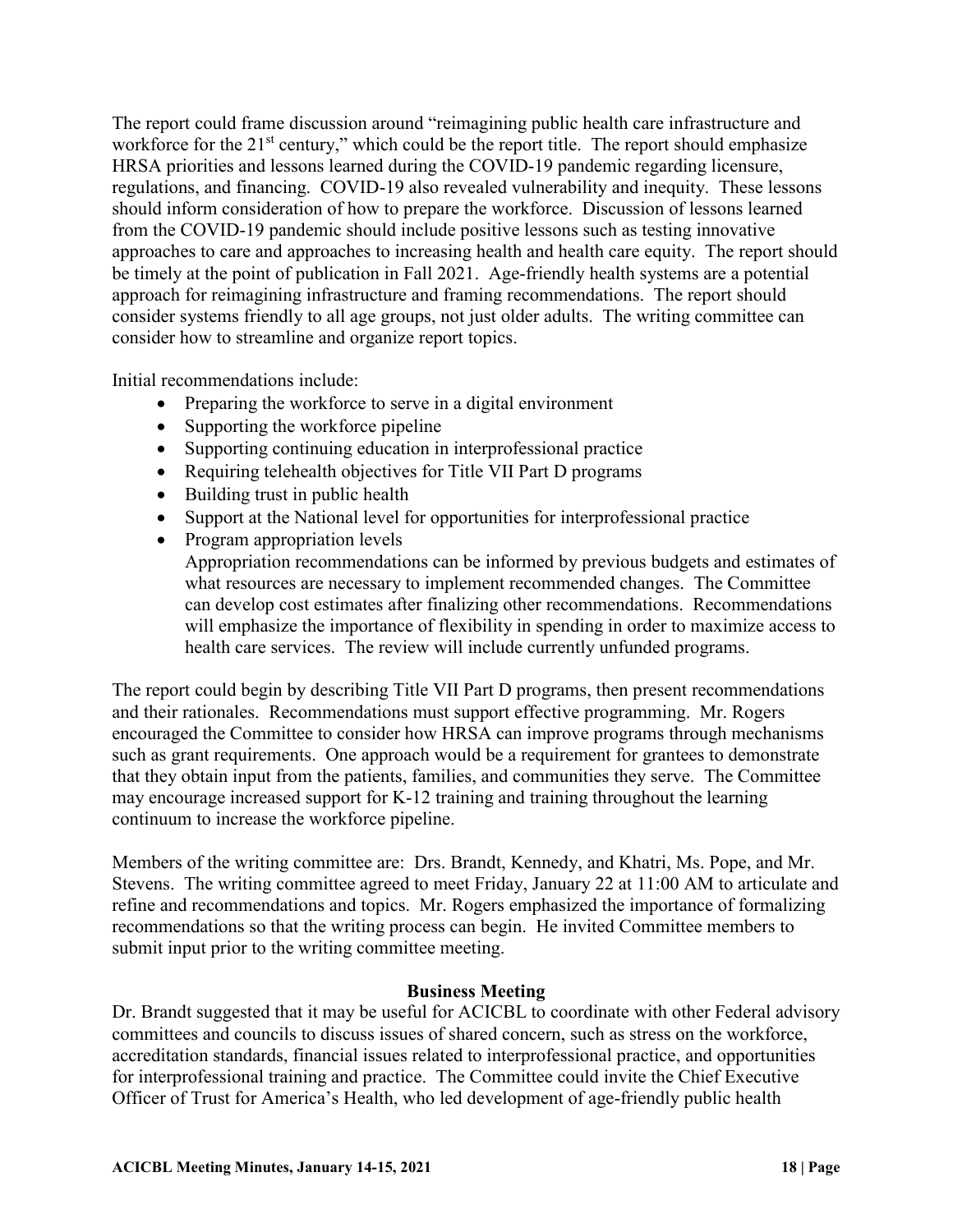The report could frame discussion around "reimagining public health care infrastructure and workforce for the 21st century," which could be the report title. The report should emphasize HRSA priorities and lessons learned during the COVID-19 pandemic regarding licensure, regulations, and financing. COVID-19 also revealed vulnerability and inequity. These lessons should inform consideration of how to prepare the workforce. Discussion of lessons learned from the COVID-19 pandemic should include positive lessons such as testing innovative approaches to care and approaches to increasing health and health care equity. The report should be timely at the point of publication in Fall 2021. Age-friendly health systems are a potential approach for reimagining infrastructure and framing recommendations. The report should consider systems friendly to all age groups, not just older adults. The writing committee can consider how to streamline and organize report topics.

Initial recommendations include:

- Preparing the workforce to serve in a digital environment
- Supporting the workforce pipeline
- Supporting continuing education in interprofessional practice
- Requiring telehealth objectives for Title VII Part D programs
- Building trust in public health
- Support at the National level for opportunities for interprofessional practice
- Program appropriation levels
  Appropriation recommendations can be informed by previous budgets and estimates of what resources are necessary to implement recommended changes. The Committee can develop cost estimates after finalizing other recommendations. Recommendations will emphasize the importance of flexibility in spending in order to maximize access to health care services. The review will include currently unfunded programs.

The report could begin by describing Title VII Part D programs, then present recommendations and their rationales. Recommendations must support effective programming. Mr. Rogers encouraged the Committee to consider how HRSA can improve programs through mechanisms such as grant requirements. One approach would be a requirement for grantees to demonstrate that they obtain input from the patients, families, and communities they serve. The Committee may encourage increased support for K-12 training and training throughout the learning continuum to increase the workforce pipeline.

Members of the writing committee are: Drs. Brandt, Kennedy, and Khatri, Ms. Pope, and Mr. Stevens. The writing committee agreed to meet Friday, January 22 at 11:00 AM to articulate and refine and recommendations and topics. Mr. Rogers emphasized the importance of formalizing recommendations so that the writing process can begin. He invited Committee members to submit input prior to the writing committee meeting.

## Business Meeting

Dr. Brandt suggested that it may be useful for ACICBL to coordinate with other Federal advisory committees and councils to discuss issues of shared concern, such as stress on the workforce, accreditation standards, financial issues related to interprofessional practice, and opportunities for interprofessional training and practice. The Committee could invite the Chief Executive Officer of Trust for America's Health, who led development of age-friendly public health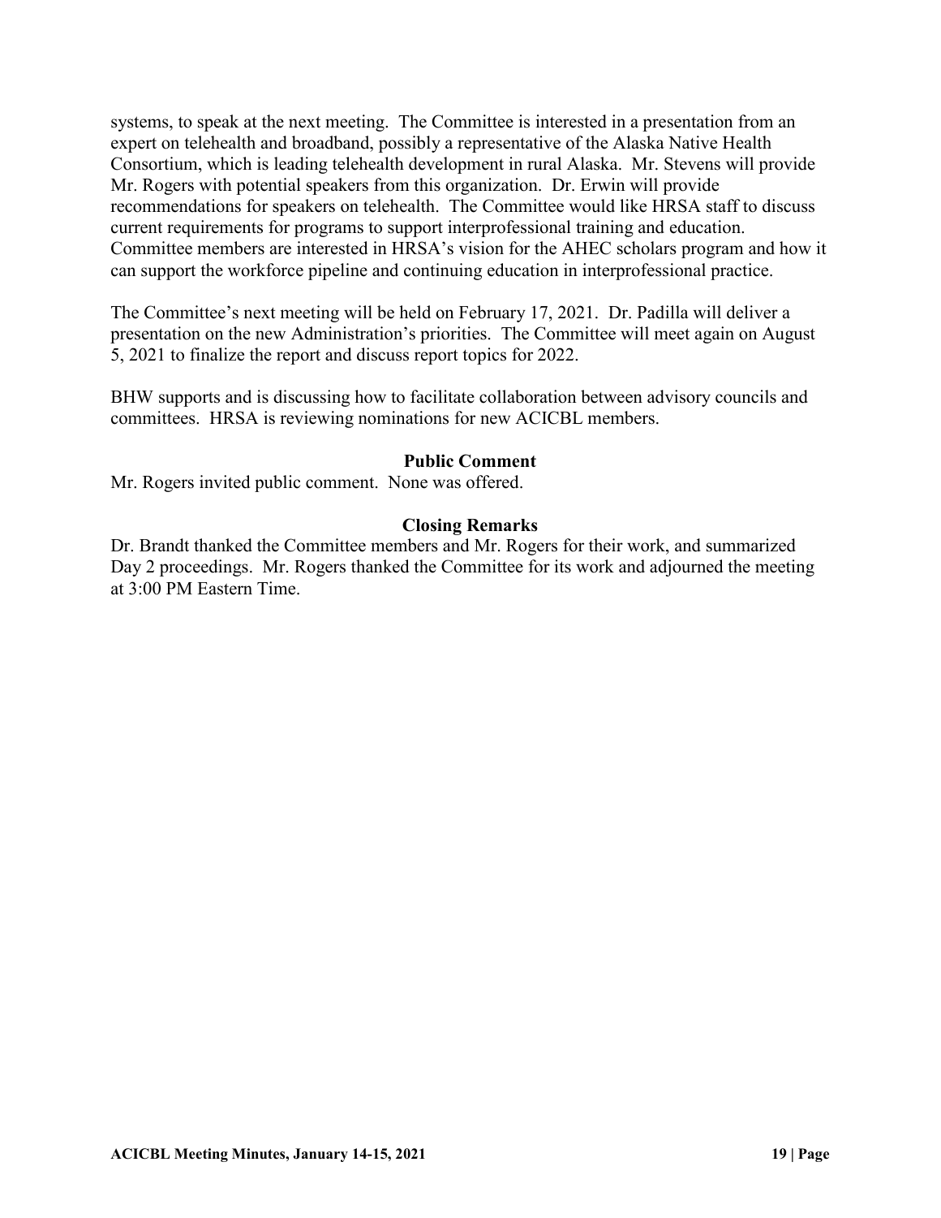systems, to speak at the next meeting. The Committee is interested in a presentation from an expert on telehealth and broadband, possibly a representative of the Alaska Native Health Consortium, which is leading telehealth development in rural Alaska. Mr. Stevens will provide Mr. Rogers with potential speakers from this organization. Dr. Erwin will provide recommendations for speakers on telehealth. The Committee would like HRSA staff to discuss current requirements for programs to support interprofessional training and education. Committee members are interested in HRSA's vision for the AHEC scholars program and how it can support the workforce pipeline and continuing education in interprofessional practice.

The Committee's next meeting will be held on February 17, 2021. Dr. Padilla will deliver a presentation on the new Administration's priorities. The Committee will meet again on August 5, 2021 to finalize the report and discuss report topics for 2022.

BHW supports and is discussing how to facilitate collaboration between advisory councils and committees. HRSA is reviewing nominations for new ACICBL members.

## Public Comment

Mr. Rogers invited public comment. None was offered.

## Closing Remarks

Dr. Brandt thanked the Committee members and Mr. Rogers for their work, and summarized Day 2 proceedings. Mr. Rogers thanked the Committee for its work and adjourned the meeting at 3:00 PM Eastern Time.